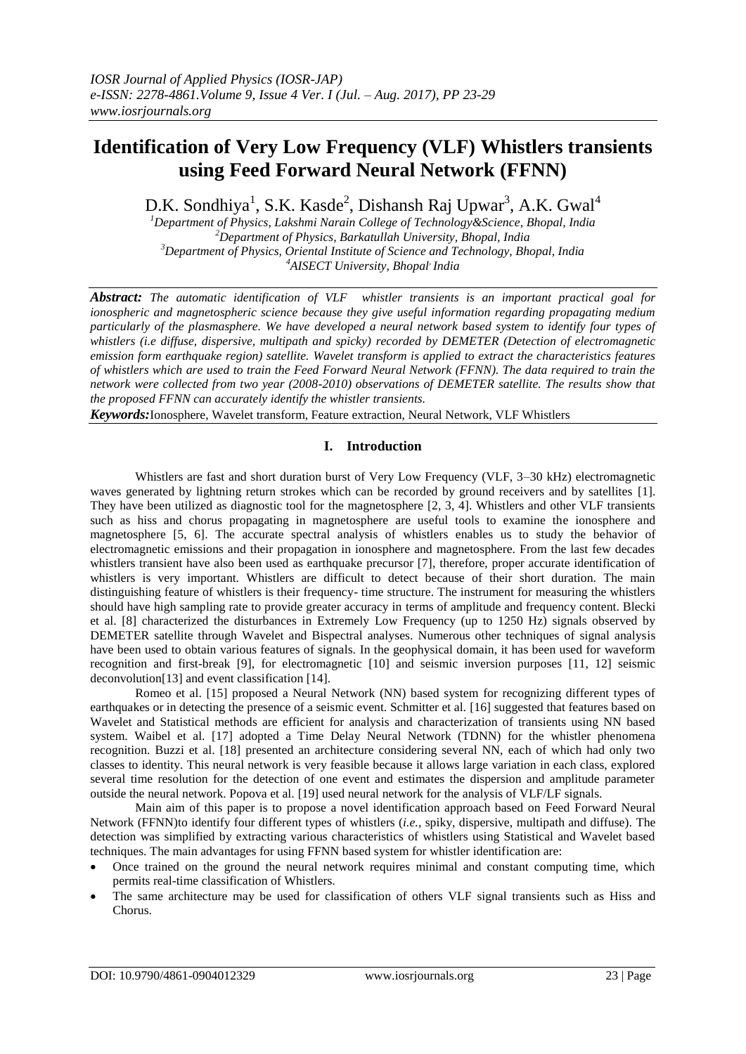# Identification of Very Low Frequency (VLF) Whistlers transients using Feed Forward Neural Network (FFNN)

D.K. Sondhiya[1], S.K. Kasde[2], Dishansh Raj Upwar[3], A.K. Gwal[4]

[1]Department of Physics, Lakshmi Narain College of Technology&Science, Bhopal, India
[2]Department of Physics, Barkatullah University, Bhopal, India
[3]Department of Physics, Oriental Institute of Science and Technology, Bhopal, India
[4]AISECT University, Bhopal, India

***Abstract:*** *The automatic identification of VLF whistler transients is an important practical goal for ionospheric and magnetospheric science because they give useful information regarding propagating medium particularly of the plasmasphere. We have developed a neural network based system to identify four types of whistlers (i.e diffuse, dispersive, multipath and spicky) recorded by DEMETER (Detection of electromagnetic emission form earthquake region) satellite. Wavelet transform is applied to extract the characteristics features of whistlers which are used to train the Feed Forward Neural Network (FFNN). The data required to train the network were collected from two year (2008-2010) observations of DEMETER satellite. The results show that the proposed FFNN can accurately identify the whistler transients.*

***Keywords:*** Ionosphere, Wavelet transform, Feature extraction, Neural Network, VLF Whistlers

## I. Introduction

Whistlers are fast and short duration burst of Very Low Frequency (VLF, 3–30 kHz) electromagnetic waves generated by lightning return strokes which can be recorded by ground receivers and by satellites [1]. They have been utilized as diagnostic tool for the magnetosphere [2, 3, 4]. Whistlers and other VLF transients such as hiss and chorus propagating in magnetosphere are useful tools to examine the ionosphere and magnetosphere [5, 6]. The accurate spectral analysis of whistlers enables us to study the behavior of electromagnetic emissions and their propagation in ionosphere and magnetosphere. From the last few decades whistlers transient have also been used as earthquake precursor [7], therefore, proper accurate identification of whistlers is very important. Whistlers are difficult to detect because of their short duration. The main distinguishing feature of whistlers is their frequency- time structure. The instrument for measuring the whistlers should have high sampling rate to provide greater accuracy in terms of amplitude and frequency content. Blecki et al. [8] characterized the disturbances in Extremely Low Frequency (up to 1250 Hz) signals observed by DEMETER satellite through Wavelet and Bispectral analyses. Numerous other techniques of signal analysis have been used to obtain various features of signals. In the geophysical domain, it has been used for waveform recognition and first-break [9], for electromagnetic [10] and seismic inversion purposes [11, 12] seismic deconvolution[13] and event classification [14].

Romeo et al. [15] proposed a Neural Network (NN) based system for recognizing different types of earthquakes or in detecting the presence of a seismic event. Schmitter et al. [16] suggested that features based on Wavelet and Statistical methods are efficient for analysis and characterization of transients using NN based system. Waibel et al. [17] adopted a Time Delay Neural Network (TDNN) for the whistler phenomena recognition. Buzzi et al. [18] presented an architecture considering several NN, each of which had only two classes to identity. This neural network is very feasible because it allows large variation in each class, explored several time resolution for the detection of one event and estimates the dispersion and amplitude parameter outside the neural network. Popova et al. [19] used neural network for the analysis of VLF/LF signals.

Main aim of this paper is to propose a novel identification approach based on Feed Forward Neural Network (FFNN)to identify four different types of whistlers (*i.e.*, spiky, dispersive, multipath and diffuse). The detection was simplified by extracting various characteristics of whistlers using Statistical and Wavelet based techniques. The main advantages for using FFNN based system for whistler identification are:

- Once trained on the ground the neural network requires minimal and constant computing time, which permits real-time classification of Whistlers.
- The same architecture may be used for classification of others VLF signal transients such as Hiss and Chorus.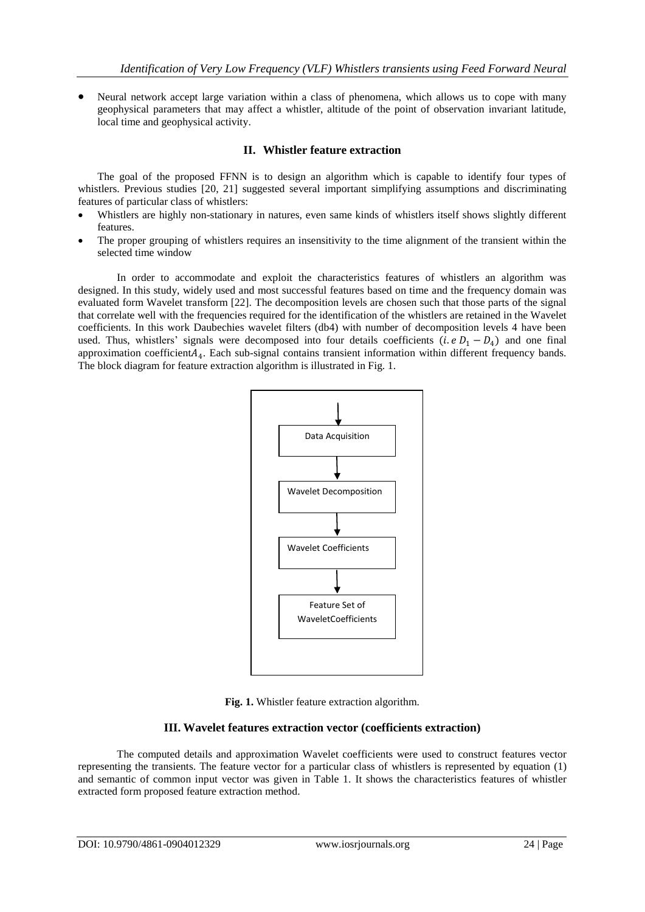- Neural network accept large variation within a class of phenomena, which allows us to cope with many geophysical parameters that may affect a whistler, altitude of the point of observation invariant latitude, local time and geophysical activity.

## II. Whistler feature extraction

The goal of the proposed FFNN is to design an algorithm which is capable to identify four types of whistlers. Previous studies [20, 21] suggested several important simplifying assumptions and discriminating features of particular class of whistlers:

- Whistlers are highly non-stationary in natures, even same kinds of whistlers itself shows slightly different features.
- The proper grouping of whistlers requires an insensitivity to the time alignment of the transient within the selected time window

In order to accommodate and exploit the characteristics features of whistlers an algorithm was designed. In this study, widely used and most successful features based on time and the frequency domain was evaluated form Wavelet transform [22]. The decomposition levels are chosen such that those parts of the signal that correlate well with the frequencies required for the identification of the whistlers are retained in the Wavelet coefficients. In this work Daubechies wavelet filters (db4) with number of decomposition levels 4 have been used. Thus, whistlers' signals were decomposed into four details coefficients ($i.e\ D_1 - D_4$) and one final approximation coefficient$A_4$. Each sub-signal contains transient information within different frequency bands. The block diagram for feature extraction algorithm is illustrated in Fig. 1.

Data Acquisition → Wavelet Decomposition → Wavelet Coefficients → Feature Set of WaveletCoefficients

**Fig. 1.** Whistler feature extraction algorithm.

## III. Wavelet features extraction vector (coefficients extraction)

The computed details and approximation Wavelet coefficients were used to construct features vector representing the transients. The feature vector for a particular class of whistlers is represented by equation (1) and semantic of common input vector was given in Table 1. It shows the characteristics features of whistler extracted form proposed feature extraction method.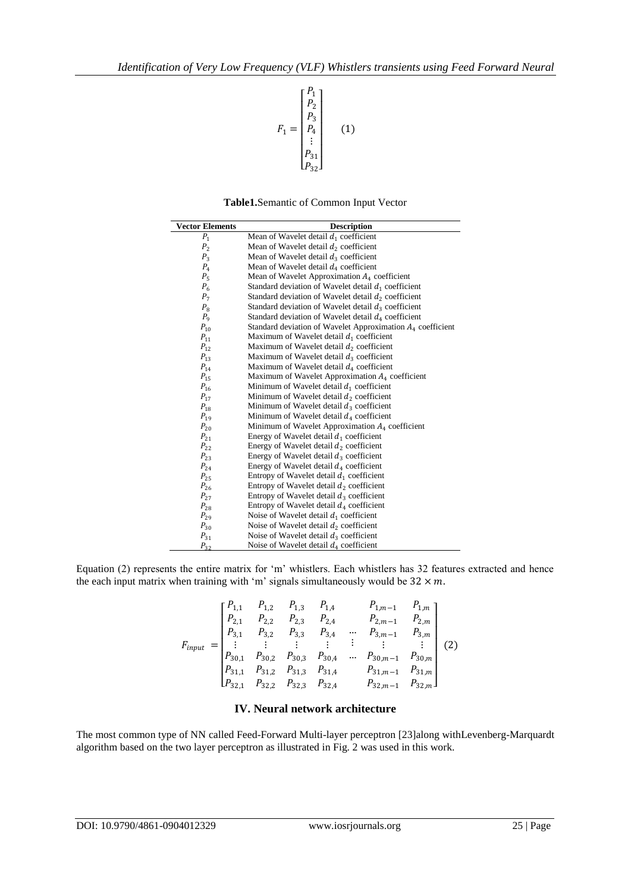$$F_1 = \begin{bmatrix} P_1 \\ P_2 \\ P_3 \\ P_4 \\ \vdots \\ P_{31} \\ P_{32} \end{bmatrix} \quad (1)$$

**Table1.**Semantic of Common Input Vector

| Vector Elements | Description |
|---|---|
| $P_1$ | Mean of Wavelet detail $d_1$ coefficient |
| $P_2$ | Mean of Wavelet detail $d_2$ coefficient |
| $P_3$ | Mean of Wavelet detail $d_3$ coefficient |
| $P_4$ | Mean of Wavelet detail $d_4$ coefficient |
| $P_5$ | Mean of Wavelet Approximation $A_4$ coefficient |
| $P_6$ | Standard deviation of Wavelet detail $d_1$ coefficient |
| $P_7$ | Standard deviation of Wavelet detail $d_2$ coefficient |
| $P_8$ | Standard deviation of Wavelet detail $d_3$ coefficient |
| $P_9$ | Standard deviation of Wavelet detail $d_4$ coefficient |
| $P_{10}$ | Standard deviation of Wavelet Approximation $A_4$ coefficient |
| $P_{11}$ | Maximum of Wavelet detail $d_1$ coefficient |
| $P_{12}$ | Maximum of Wavelet detail $d_2$ coefficient |
| $P_{13}$ | Maximum of Wavelet detail $d_3$ coefficient |
| $P_{14}$ | Maximum of Wavelet detail $d_4$ coefficient |
| $P_{15}$ | Maximum of Wavelet Approximation $A_4$ coefficient |
| $P_{16}$ | Minimum of Wavelet detail $d_1$ coefficient |
| $P_{17}$ | Minimum of Wavelet detail $d_2$ coefficient |
| $P_{18}$ | Minimum of Wavelet detail $d_3$ coefficient |
| $P_{19}$ | Minimum of Wavelet detail $d_4$ coefficient |
| $P_{20}$ | Minimum of Wavelet Approximation $A_4$ coefficient |
| $P_{21}$ | Energy of Wavelet detail $d_1$ coefficient |
| $P_{22}$ | Energy of Wavelet detail $d_2$ coefficient |
| $P_{23}$ | Energy of Wavelet detail $d_3$ coefficient |
| $P_{24}$ | Energy of Wavelet detail $d_4$ coefficient |
| $P_{25}$ | Entropy of Wavelet detail $d_1$ coefficient |
| $P_{26}$ | Entropy of Wavelet detail $d_2$ coefficient |
| $P_{27}$ | Entropy of Wavelet detail $d_3$ coefficient |
| $P_{28}$ | Entropy of Wavelet detail $d_4$ coefficient |
| $P_{29}$ | Noise of Wavelet detail $d_1$ coefficient |
| $P_{30}$ | Noise of Wavelet detail $d_2$ coefficient |
| $P_{31}$ | Noise of Wavelet detail $d_3$ coefficient |
| $P_{32}$ | Noise of Wavelet detail $d_4$ coefficient |

Equation (2) represents the entire matrix for 'm' whistlers. Each whistlers has 32 features extracted and hence the each input matrix when training with 'm' signals simultaneously would be $32 \times m$.

$$F_{input} = \begin{bmatrix} P_{1,1} & P_{1,2} & P_{1,3} & P_{1,4} & & P_{1,m-1} & P_{1,m} \\ P_{2,1} & P_{2,2} & P_{2,3} & P_{2,4} & & P_{2,m-1} & P_{2,m} \\ P_{3,1} & P_{3,2} & P_{3,3} & P_{3,4} & \cdots & P_{3,m-1} & P_{3,m} \\ \vdots & \vdots & \vdots & \vdots & \vdots & \vdots & \vdots \\ P_{30,1} & P_{30,2} & P_{30,3} & P_{30,4} & \cdots & P_{30,m-1} & P_{30,m} \\ P_{31,1} & P_{31,2} & P_{31,3} & P_{31,4} & & P_{31,m-1} & P_{31,m} \\ P_{32,1} & P_{32,2} & P_{32,3} & P_{32,4} & & P_{32,m-1} & P_{32,m} \end{bmatrix} \quad (2)$$

## IV. Neural network architecture

The most common type of NN called Feed-Forward Multi-layer perceptron [23]along withLevenberg-Marquardt algorithm based on the two layer perceptron as illustrated in Fig. 2 was used in this work.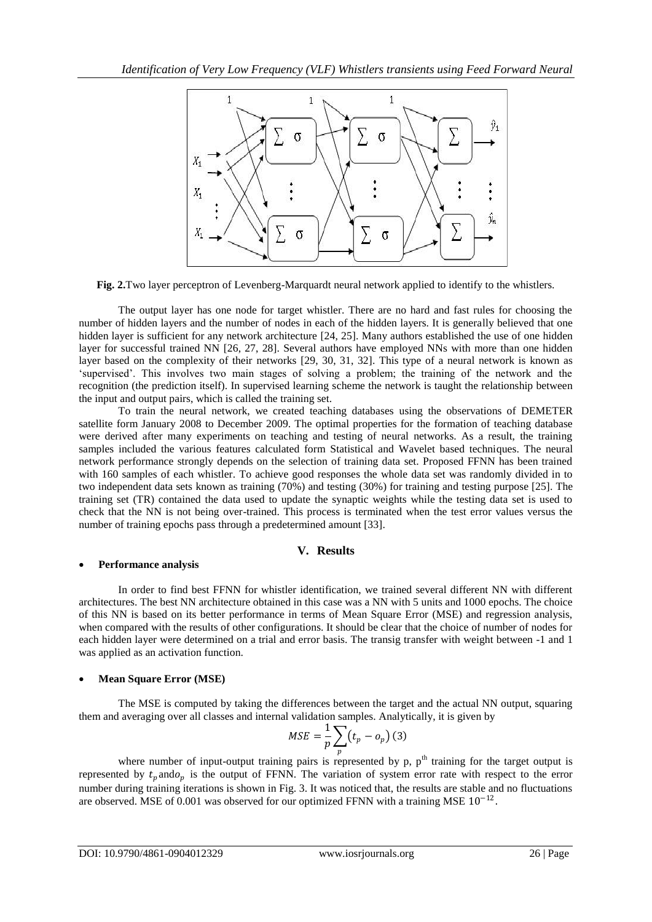**Fig. 2.**Two layer perceptron of Levenberg-Marquardt neural network applied to identify to the whistlers.

The output layer has one node for target whistler. There are no hard and fast rules for choosing the number of hidden layers and the number of nodes in each of the hidden layers. It is generally believed that one hidden layer is sufficient for any network architecture [24, 25]. Many authors established the use of one hidden layer for successful trained NN [26, 27, 28]. Several authors have employed NNs with more than one hidden layer based on the complexity of their networks [29, 30, 31, 32]. This type of a neural network is known as 'supervised'. This involves two main stages of solving a problem; the training of the network and the recognition (the prediction itself). In supervised learning scheme the network is taught the relationship between the input and output pairs, which is called the training set.

To train the neural network, we created teaching databases using the observations of DEMETER satellite form January 2008 to December 2009. The optimal properties for the formation of teaching database were derived after many experiments on teaching and testing of neural networks. As a result, the training samples included the various features calculated form Statistical and Wavelet based techniques. The neural network performance strongly depends on the selection of training data set. Proposed FFNN has been trained with 160 samples of each whistler. To achieve good responses the whole data set was randomly divided in to two independent data sets known as training (70%) and testing (30%) for training and testing purpose [25]. The training set (TR) contained the data used to update the synaptic weights while the testing data set is used to check that the NN is not being over-trained. This process is terminated when the test error values versus the number of training epochs pass through a predetermined amount [33].

## V. Results

- **Performance analysis**

In order to find best FFNN for whistler identification, we trained several different NN with different architectures. The best NN architecture obtained in this case was a NN with 5 units and 1000 epochs. The choice of this NN is based on its better performance in terms of Mean Square Error (MSE) and regression analysis, when compared with the results of other configurations. It should be clear that the choice of number of nodes for each hidden layer were determined on a trial and error basis. The transig transfer with weight between -1 and 1 was applied as an activation function.

- **Mean Square Error (MSE)**

The MSE is computed by taking the differences between the target and the actual NN output, squaring them and averaging over all classes and internal validation samples. Analytically, it is given by

$$MSE = \frac{1}{p}\sum_{p}(t_p - o_p) \quad (3)$$

where number of input-output training pairs is represented by p, p[th] training for the target output is represented by $t_p$ and $o_p$ is the output of FFNN. The variation of system error rate with respect to the error number during training iterations is shown in Fig. 3. It was noticed that, the results are stable and no fluctuations are observed. MSE of 0.001 was observed for our optimized FFNN with a training MSE $10^{-12}$.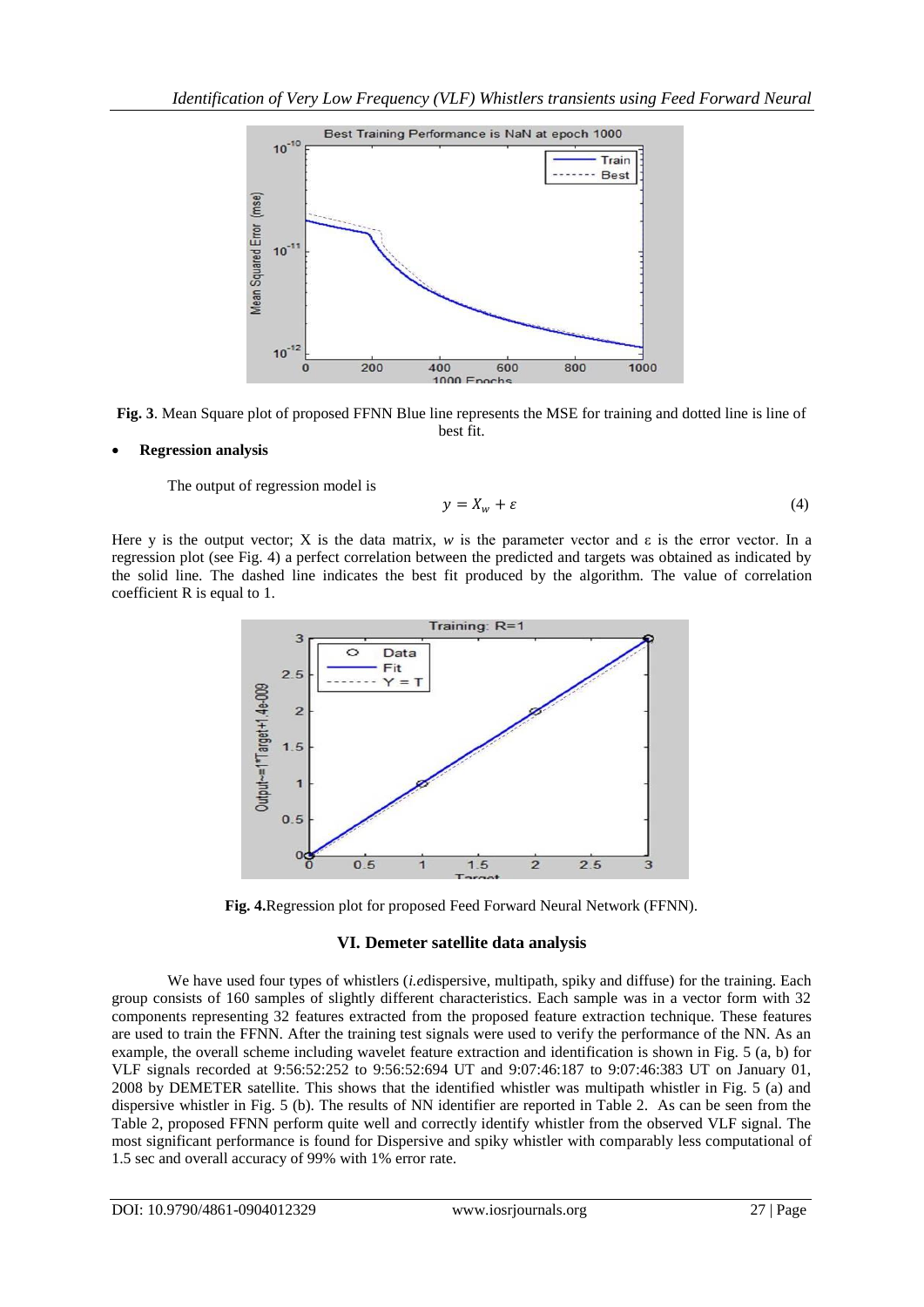Fig. 3. Mean Square plot of proposed FFNN Blue line represents the MSE for training and dotted line is line of best fit.

- **Regression analysis**

The output of regression model is

$$y = X_w + \varepsilon \tag{4}$$

Here y is the output vector; X is the data matrix, *w* is the parameter vector and ε is the error vector. In a regression plot (see Fig. 4) a perfect correlation between the predicted and targets was obtained as indicated by the solid line. The dashed line indicates the best fit produced by the algorithm. The value of correlation coefficient R is equal to 1.

**Fig. 4.** Regression plot for proposed Feed Forward Neural Network (FFNN).

## VI. Demeter satellite data analysis

We have used four types of whistlers (*i.e*dispersive, multipath, spiky and diffuse) for the training. Each group consists of 160 samples of slightly different characteristics. Each sample was in a vector form with 32 components representing 32 features extracted from the proposed feature extraction technique. These features are used to train the FFNN. After the training test signals were used to verify the performance of the NN. As an example, the overall scheme including wavelet feature extraction and identification is shown in Fig. 5 (a, b) for VLF signals recorded at 9:56:52:252 to 9:56:52:694 UT and 9:07:46:187 to 9:07:46:383 UT on January 01, 2008 by DEMETER satellite. This shows that the identified whistler was multipath whistler in Fig. 5 (a) and dispersive whistler in Fig. 5 (b). The results of NN identifier are reported in Table 2. As can be seen from the Table 2, proposed FFNN perform quite well and correctly identify whistler from the observed VLF signal. The most significant performance is found for Dispersive and spiky whistler with comparably less computational of 1.5 sec and overall accuracy of 99% with 1% error rate.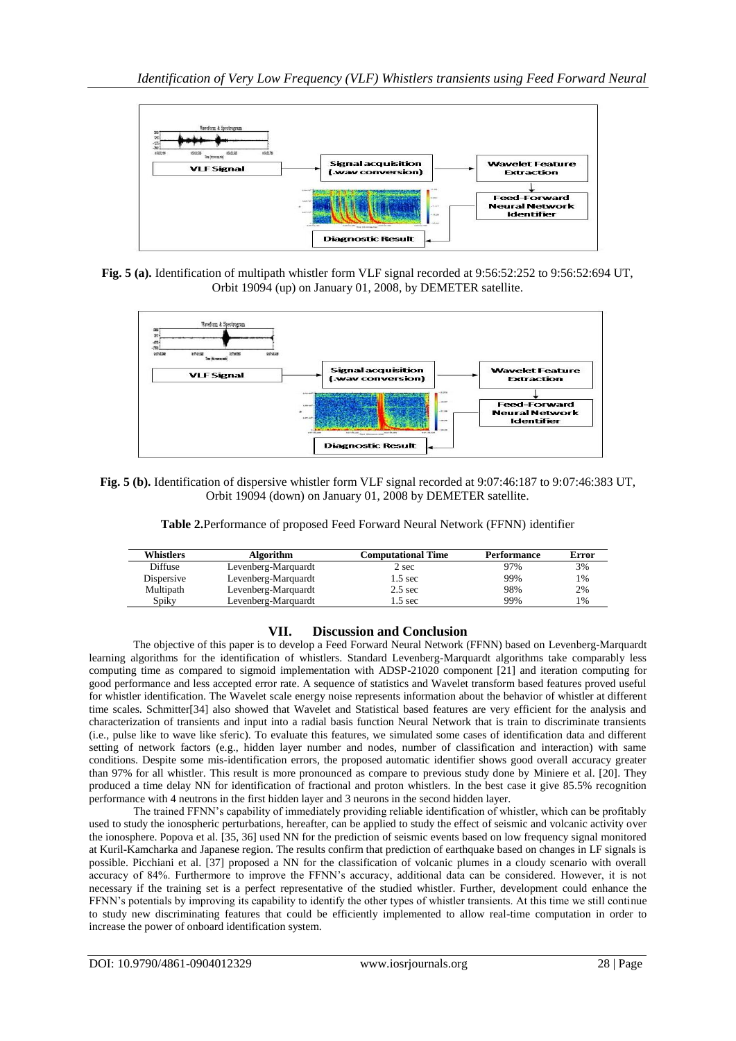**Fig. 5 (a).** Identification of multipath whistler form VLF signal recorded at 9:56:52:252 to 9:56:52:694 UT, Orbit 19094 (up) on January 01, 2008, by DEMETER satellite.

**Fig. 5 (b).** Identification of dispersive whistler form VLF signal recorded at 9:07:46:187 to 9:07:46:383 UT, Orbit 19094 (down) on January 01, 2008 by DEMETER satellite.

**Table 2.** Performance of proposed Feed Forward Neural Network (FFNN) identifier

| Whistlers | Algorithm | Computational Time | Performance | Error |
|---|---|---|---|---|
| Diffuse | Levenberg-Marquardt | 2 sec | 97% | 3% |
| Dispersive | Levenberg-Marquardt | 1.5 sec | 99% | 1% |
| Multipath | Levenberg-Marquardt | 2.5 sec | 98% | 2% |
| Spiky | Levenberg-Marquardt | 1.5 sec | 99% | 1% |

## VII. Discussion and Conclusion

The objective of this paper is to develop a Feed Forward Neural Network (FFNN) based on Levenberg-Marquardt learning algorithms for the identification of whistlers. Standard Levenberg-Marquardt algorithms take comparably less computing time as compared to sigmoid implementation with ADSP-21020 component [21] and iteration computing for good performance and less accepted error rate. A sequence of statistics and Wavelet transform based features proved useful for whistler identification. The Wavelet scale energy noise represents information about the behavior of whistler at different time scales. Schmitter[34] also showed that Wavelet and Statistical based features are very efficient for the analysis and characterization of transients and input into a radial basis function Neural Network that is train to discriminate transients (i.e., pulse like to wave like sferic). To evaluate this features, we simulated some cases of identification data and different setting of network factors (e.g., hidden layer number and nodes, number of classification and interaction) with same conditions. Despite some mis-identification errors, the proposed automatic identifier shows good overall accuracy greater than 97% for all whistler. This result is more pronounced as compare to previous study done by Miniere et al. [20]. They produced a time delay NN for identification of fractional and proton whistlers. In the best case it give 85.5% recognition performance with 4 neutrons in the first hidden layer and 3 neurons in the second hidden layer.

The trained FFNN's capability of immediately providing reliable identification of whistler, which can be profitably used to study the ionospheric perturbations, hereafter, can be applied to study the effect of seismic and volcanic activity over the ionosphere. Popova et al. [35, 36] used NN for the prediction of seismic events based on low frequency signal monitored at Kuril-Kamcharka and Japanese region. The results confirm that prediction of earthquake based on changes in LF signals is possible. Picchiani et al. [37] proposed a NN for the classification of volcanic plumes in a cloudy scenario with overall accuracy of 84%. Furthermore to improve the FFNN's accuracy, additional data can be considered. However, it is not necessary if the training set is a perfect representative of the studied whistler. Further, development could enhance the FFNN's potentials by improving its capability to identify the other types of whistler transients. At this time we still continue to study new discriminating features that could be efficiently implemented to allow real-time computation in order to increase the power of onboard identification system.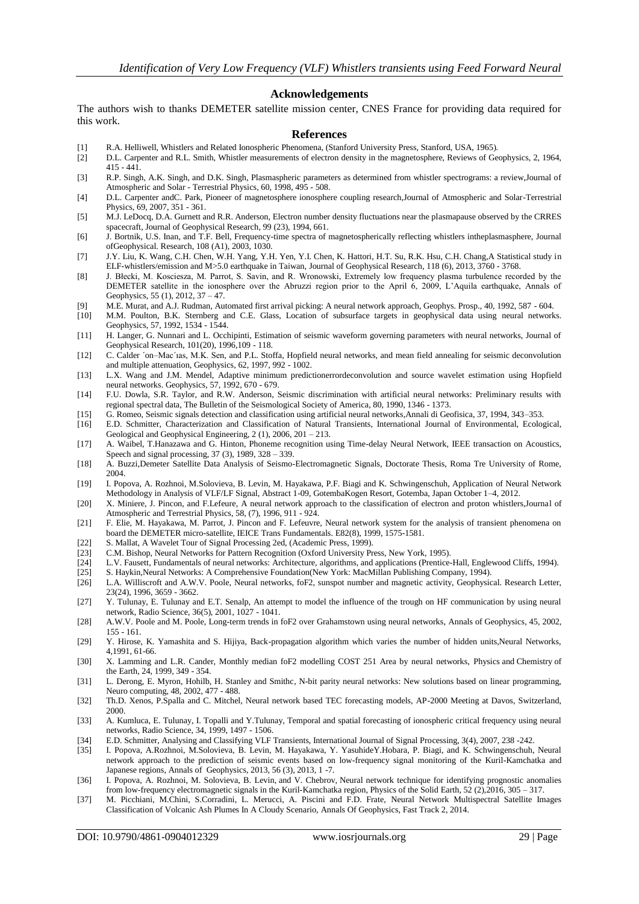## Acknowledgements

The authors wish to thanks DEMETER satellite mission center, CNES France for providing data required for this work.

## References

[1] R.A. Helliwell, Whistlers and Related Ionospheric Phenomena, (Stanford University Press, Stanford, USA, 1965).

[2] D.L. Carpenter and R.L. Smith, Whistler measurements of electron density in the magnetosphere, Reviews of Geophysics, 2, 1964, 415 - 441.

[3] R.P. Singh, A.K. Singh, and D.K. Singh, Plasmaspheric parameters as determined from whistler spectrograms: a review,Journal of Atmospheric and Solar - Terrestrial Physics, 60, 1998, 495 - 508.

[4] D.L. Carpenter andC. Park, Pioneer of magnetosphere ionosphere coupling research,Journal of Atmospheric and Solar-Terrestrial Physics, 69, 2007, 351 - 361.

[5] M.J. LeDocq, D.A. Gurnett and R.R. Anderson, Electron number density fluctuations near the plasmapause observed by the CRRES spacecraft, Journal of Geophysical Research, 99 (23), 1994, 661.

[6] J. Bortnik, U.S. Inan, and T.F. Bell, Frequency-time spectra of magnetospherically reflecting whistlers intheplasmasphere, Journal ofGeophysical. Research, 108 (A1), 2003, 1030.

[7] J.Y. Liu, K. Wang, C.H. Chen, W.H. Yang, Y.H. Yen, Y.I. Chen, K. Hattori, H.T. Su, R.K. Hsu, C.H. Chang,A Statistical study in ELF-whistlers/emission and M>5.0 earthquake in Taiwan, Journal of Geophysical Research, 118 (6), 2013, 3760 - 3768.

[8] J. Błecki, M. Kosciesza, M. Parrot, S. Savin, and R. Wronowski, Extremely low frequency plasma turbulence recorded by the DEMETER satellite in the ionosphere over the Abruzzi region prior to the April 6, 2009, L'Aquila earthquake, Annals of Geophysics, 55 (1), 2012, 37 – 47.

[9] M.E. Murat, and A.J. Rudman, Automated first arrival picking: A neural network approach, Geophys. Prosp., 40, 1992, 587 - 604.

[10] M.M. Poulton, B.K. Sternberg and C.E. Glass, Location of subsurface targets in geophysical data using neural networks. Geophysics, 57, 1992, 1534 - 1544.

[11] H. Langer, G. Nunnari and L. Occhipinti, Estimation of seismic waveform governing parameters with neural networks, Journal of Geophysical Research, 101(20), 1996,109 - 118.

[12] C. Calder ´on–Mac´ıas, M.K. Sen, and P.L. Stoffa, Hopfield neural networks, and mean field annealing for seismic deconvolution and multiple attenuation, Geophysics, 62, 1997, 992 - 1002.

[13] L.X. Wang and J.M. Mendel, Adaptive minimum predictionerrordeconvolution and source wavelet estimation using Hopfield neural networks. Geophysics, 57, 1992, 670 - 679.

[14] F.U. Dowla, S.R. Taylor, and R.W. Anderson, Seismic discrimination with artificial neural networks: Preliminary results with regional spectral data, The Bulletin of the Seismological Society of America, 80, 1990, 1346 - 1373.

[15] G. Romeo, Seismic signals detection and classification using artificial neural networks,Annali di Geofisica, 37, 1994, 343–353.

[16] E.D. Schmitter, Characterization and Classification of Natural Transients, International Journal of Environmental, Ecological, Geological and Geophysical Engineering, 2 (1), 2006, 201 – 213.

[17] A. Waibel, T.Hanazawa and G. Hinton, Phoneme recognition using Time-delay Neural Network, IEEE transaction on Acoustics, Speech and signal processing, 37 (3), 1989, 328 – 339.

[18] A. Buzzi,Demeter Satellite Data Analysis of Seismo-Electromagnetic Signals, Doctorate Thesis, Roma Tre University of Rome, 2004.

[19] I. Popova, A. Rozhnoi, M.Solovieva, B. Levin, M. Hayakawa, P.F. Biagi and K. Schwingenschuh, Application of Neural Network Methodology in Analysis of VLF/LF Signal, Abstract 1-09, GotembaKogen Resort, Gotemba, Japan October 1–4, 2012.

[20] X. Miniere, J. Pincon, and F.Lefeure, A neural network approach to the classification of electron and proton whistlers,Journal of Atmospheric and Terrestrial Physics, 58, (7), 1996, 911 - 924.

[21] F. Elie, M. Hayakawa, M. Parrot, J. Pincon and F. Lefeuvre, Neural network system for the analysis of transient phenomena on board the DEMETER micro-satellite, IEICE Trans Fundamentals. E82(8), 1999, 1575-1581.

[22] S. Mallat, A Wavelet Tour of Signal Processing 2ed, (Academic Press, 1999).

[23] C.M. Bishop, Neural Networks for Pattern Recognition (Oxford University Press, New York, 1995).

[24] L.V. Fausett, Fundamentals of neural networks: Architecture, algorithms, and applications (Prentice-Hall, Englewood Cliffs, 1994).

[25] S. Haykin,Neural Networks: A Comprehensive Foundation(New York: MacMillan Publishing Company, 1994).

[26] L.A. Williscroft and A.W.V. Poole, Neural networks, foF2, sunspot number and magnetic activity, Geophysical. Research Letter, 23(24), 1996, 3659 - 3662.

[27] Y. Tulunay, E. Tulunay and E.T. Senalp, An attempt to model the influence of the trough on HF communication by using neural network, Radio Science, 36(5), 2001, 1027 - 1041.

[28] A.W.V. Poole and M. Poole, Long-term trends in foF2 over Grahamstown using neural networks, Annals of Geophysics, 45, 2002, 155 - 161.

[29] Y. Hirose, K. Yamashita and S. Hijiya, Back-propagation algorithm which varies the number of hidden units,Neural Networks, 4,1991, 61-66.

[30] X. Lamming and L.R. Cander, Monthly median foF2 modelling COST 251 Area by neural networks, Physics and Chemistry of the Earth, 24, 1999, 349 - 354.

[31] L. Derong, E. Myron, Hohilb, H. Stanley and Smithc, N-bit parity neural networks: New solutions based on linear programming, Neuro computing, 48, 2002, 477 - 488.

[32] Th.D. Xenos, P.Spalla and C. Mitchel, Neural network based TEC forecasting models, AP-2000 Meeting at Davos, Switzerland, 2000.

[33] A. Kumluca, E. Tulunay, I. Topalli and Y.Tulunay, Temporal and spatial forecasting of ionospheric critical frequency using neural networks, Radio Science, 34, 1999, 1497 - 1506.

[34] E.D. Schmitter, Analysing and Classifying VLF Transients, International Journal of Signal Processing, 3(4), 2007, 238 -242.

[35] I. Popova, A.Rozhnoi, M.Solovieva, B. Levin, M. Hayakawa, Y. YasuhideY.Hobara, P. Biagi, and K. Schwingenschuh, Neural network approach to the prediction of seismic events based on low-frequency signal monitoring of the Kuril-Kamchatka and Japanese regions, Annals of Geophysics, 2013, 56 (3), 2013, 1 -7.

[36] I. Popova, A. Rozhnoi, M. Solovieva, B. Levin, and V. Chebrov, Neural network technique for identifying prognostic anomalies from low-frequency electromagnetic signals in the Kuril-Kamchatka region, Physics of the Solid Earth, 52 (2),2016, 305 – 317.

[37] M. Picchiani, M.Chini, S.Corradini, L. Merucci, A. Piscini and F.D. Frate, Neural Network Multispectral Satellite Images Classification of Volcanic Ash Plumes In A Cloudy Scenario, Annals Of Geophysics, Fast Track 2, 2014.